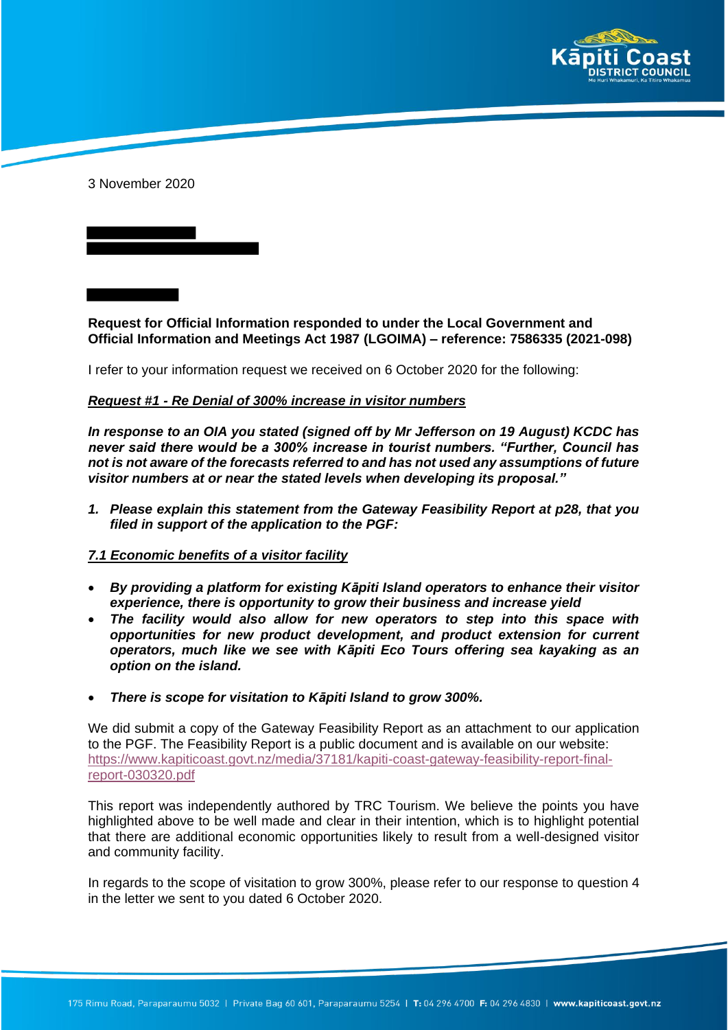3 November 2020

**Request for Official Information responded to under the Local Government and Official Information and Meetings Act 1987 (LGOIMA) – reference: 7586335 (2021-098)**

I refer to your information request we received on 6 October 2020 for the following:

***Request #1 - Re Denial of 300% increase in visitor numbers***

***In response to an OIA you stated (signed off by Mr Jefferson on 19 August) KCDC has never said there would be a 300% increase in tourist numbers. "Further, Council has not is not aware of the forecasts referred to and has not used any assumptions of future visitor numbers at or near the stated levels when developing its proposal."***

1. ***Please explain this statement from the Gateway Feasibility Report at p28, that you filed in support of the application to the PGF:***

***7.1 Economic benefits of a visitor facility***

- ***By providing a platform for existing Kāpiti Island operators to enhance their visitor experience, there is opportunity to grow their business and increase yield***
- ***The facility would also allow for new operators to step into this space with opportunities for new product development, and product extension for current operators, much like we see with Kāpiti Eco Tours offering sea kayaking as an option on the island.***
- ***There is scope for visitation to Kāpiti Island to grow 300%.***

We did submit a copy of the Gateway Feasibility Report as an attachment to our application to the PGF. The Feasibility Report is a public document and is available on our website: https://www.kapiticoast.govt.nz/media/37181/kapiti-coast-gateway-feasibility-report-final-report-030320.pdf

This report was independently authored by TRC Tourism. We believe the points you have highlighted above to be well made and clear in their intention, which is to highlight potential that there are additional economic opportunities likely to result from a well-designed visitor and community facility.

In regards to the scope of visitation to grow 300%, please refer to our response to question 4 in the letter we sent to you dated 6 October 2020.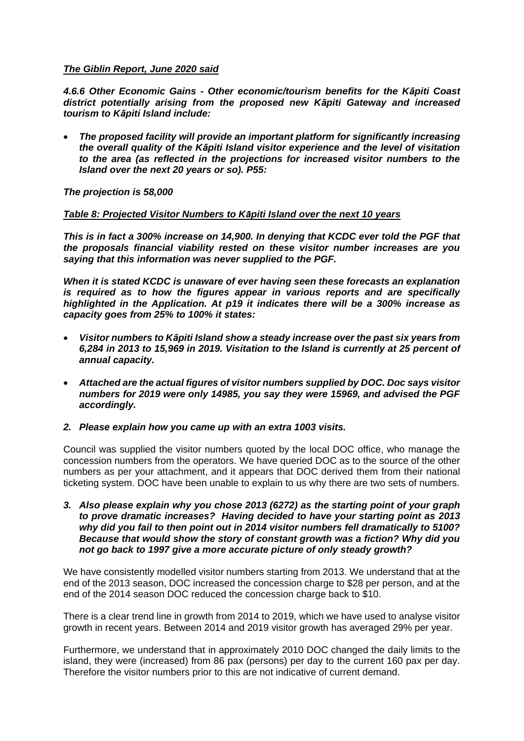***The Giblin Report, June 2020 said***

***4.6.6 Other Economic Gains - Other economic/tourism benefits for the Kāpiti Coast district potentially arising from the proposed new Kāpiti Gateway and increased tourism to Kāpiti Island include:***

- ***The proposed facility will provide an important platform for significantly increasing the overall quality of the Kāpiti Island visitor experience and the level of visitation to the area (as reflected in the projections for increased visitor numbers to the Island over the next 20 years or so). P55:***

***The projection is 58,000***

***Table 8: Projected Visitor Numbers to Kāpiti Island over the next 10 years***

***This is in fact a 300% increase on 14,900. In denying that KCDC ever told the PGF that the proposals financial viability rested on these visitor number increases are you saying that this information was never supplied to the PGF.***

***When it is stated KCDC is unaware of ever having seen these forecasts an explanation is required as to how the figures appear in various reports and are specifically highlighted in the Application. At p19 it indicates there will be a 300% increase as capacity goes from 25% to 100% it states:***

- ***Visitor numbers to Kāpiti Island show a steady increase over the past six years from 6,284 in 2013 to 15,969 in 2019. Visitation to the Island is currently at 25 percent of annual capacity.***
- ***Attached are the actual figures of visitor numbers supplied by DOC. Doc says visitor numbers for 2019 were only 14985, you say they were 15969, and advised the PGF accordingly.***

***2. Please explain how you came up with an extra 1003 visits.***

Council was supplied the visitor numbers quoted by the local DOC office, who manage the concession numbers from the operators. We have queried DOC as to the source of the other numbers as per your attachment, and it appears that DOC derived them from their national ticketing system. DOC have been unable to explain to us why there are two sets of numbers.

***3. Also please explain why you chose 2013 (6272) as the starting point of your graph to prove dramatic increases? Having decided to have your starting point as 2013 why did you fail to then point out in 2014 visitor numbers fell dramatically to 5100? Because that would show the story of constant growth was a fiction? Why did you not go back to 1997 give a more accurate picture of only steady growth?***

We have consistently modelled visitor numbers starting from 2013. We understand that at the end of the 2013 season, DOC increased the concession charge to $28 per person, and at the end of the 2014 season DOC reduced the concession charge back to $10.

There is a clear trend line in growth from 2014 to 2019, which we have used to analyse visitor growth in recent years. Between 2014 and 2019 visitor growth has averaged 29% per year.

Furthermore, we understand that in approximately 2010 DOC changed the daily limits to the island, they were (increased) from 86 pax (persons) per day to the current 160 pax per day. Therefore the visitor numbers prior to this are not indicative of current demand.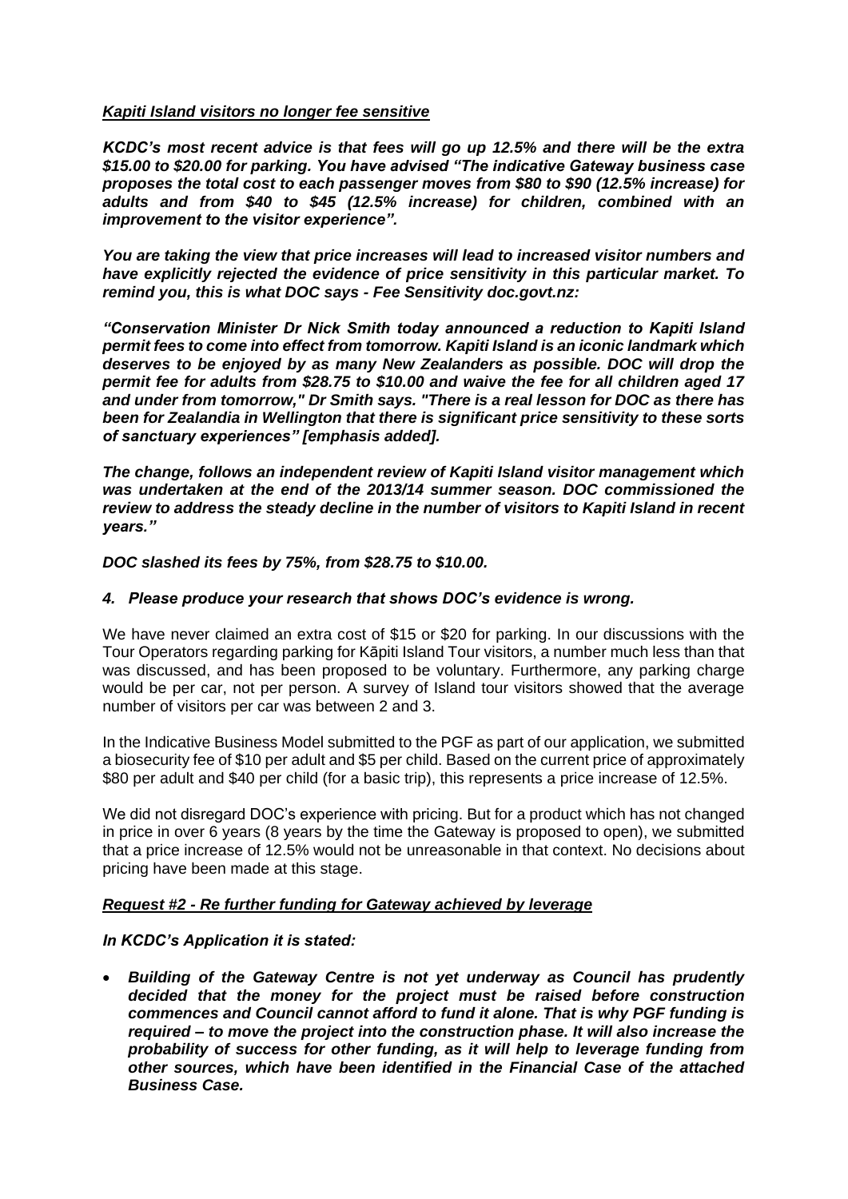***Kapiti Island visitors no longer fee sensitive***

***KCDC's most recent advice is that fees will go up 12.5% and there will be the extra $15.00 to $20.00 for parking. You have advised "The indicative Gateway business case proposes the total cost to each passenger moves from $80 to $90 (12.5% increase) for adults and from $40 to $45 (12.5% increase) for children, combined with an improvement to the visitor experience".***

***You are taking the view that price increases will lead to increased visitor numbers and have explicitly rejected the evidence of price sensitivity in this particular market. To remind you, this is what DOC says - Fee Sensitivity doc.govt.nz:***

***"Conservation Minister Dr Nick Smith today announced a reduction to Kapiti Island permit fees to come into effect from tomorrow. Kapiti Island is an iconic landmark which deserves to be enjoyed by as many New Zealanders as possible. DOC will drop the permit fee for adults from $28.75 to $10.00 and waive the fee for all children aged 17 and under from tomorrow," Dr Smith says. "There is a real lesson for DOC as there has been for Zealandia in Wellington that there is significant price sensitivity to these sorts of sanctuary experiences" [emphasis added].***

***The change, follows an independent review of Kapiti Island visitor management which was undertaken at the end of the 2013/14 summer season. DOC commissioned the review to address the steady decline in the number of visitors to Kapiti Island in recent years."***

***DOC slashed its fees by 75%, from $28.75 to $10.00.***

4. ***Please produce your research that shows DOC's evidence is wrong.***

We have never claimed an extra cost of $15 or $20 for parking. In our discussions with the Tour Operators regarding parking for Kāpiti Island Tour visitors, a number much less than that was discussed, and has been proposed to be voluntary. Furthermore, any parking charge would be per car, not per person. A survey of Island tour visitors showed that the average number of visitors per car was between 2 and 3.

In the Indicative Business Model submitted to the PGF as part of our application, we submitted a biosecurity fee of $10 per adult and $5 per child. Based on the current price of approximately $80 per adult and $40 per child (for a basic trip), this represents a price increase of 12.5%.

We did not disregard DOC's experience with pricing. But for a product which has not changed in price in over 6 years (8 years by the time the Gateway is proposed to open), we submitted that a price increase of 12.5% would not be unreasonable in that context. No decisions about pricing have been made at this stage.

***Request #2 - Re further funding for Gateway achieved by leverage***

***In KCDC's Application it is stated:***

- ***Building of the Gateway Centre is not yet underway as Council has prudently decided that the money for the project must be raised before construction commences and Council cannot afford to fund it alone. That is why PGF funding is required – to move the project into the construction phase. It will also increase the probability of success for other funding, as it will help to leverage funding from other sources, which have been identified in the Financial Case of the attached Business Case.***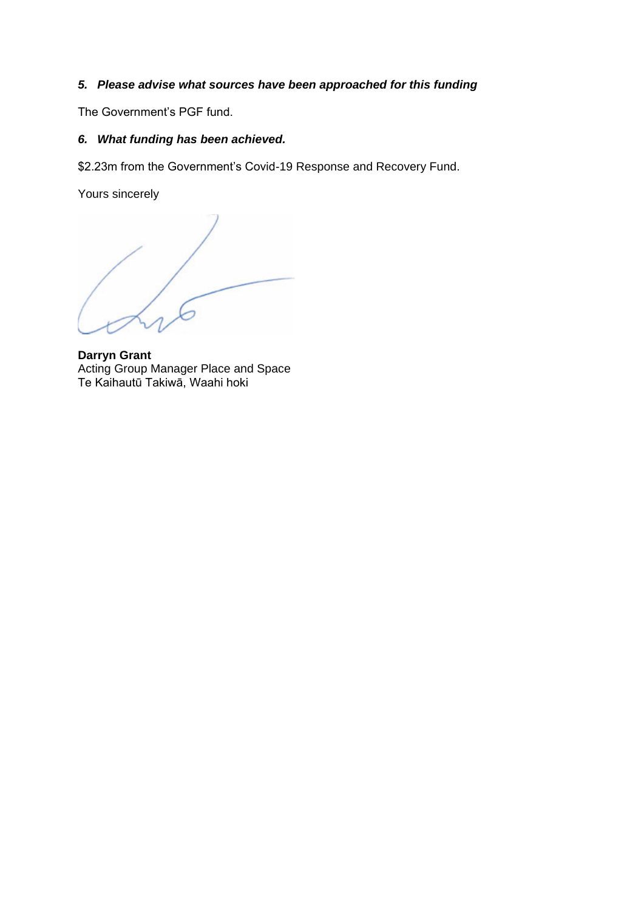***5. Please advise what sources have been approached for this funding***

The Government's PGF fund.

***6. What funding has been achieved.***

$2.23m from the Government's Covid-19 Response and Recovery Fund.

Yours sincerely

**Darryn Grant**
Acting Group Manager Place and Space
Te Kaihautū Takiwā, Waahi hoki